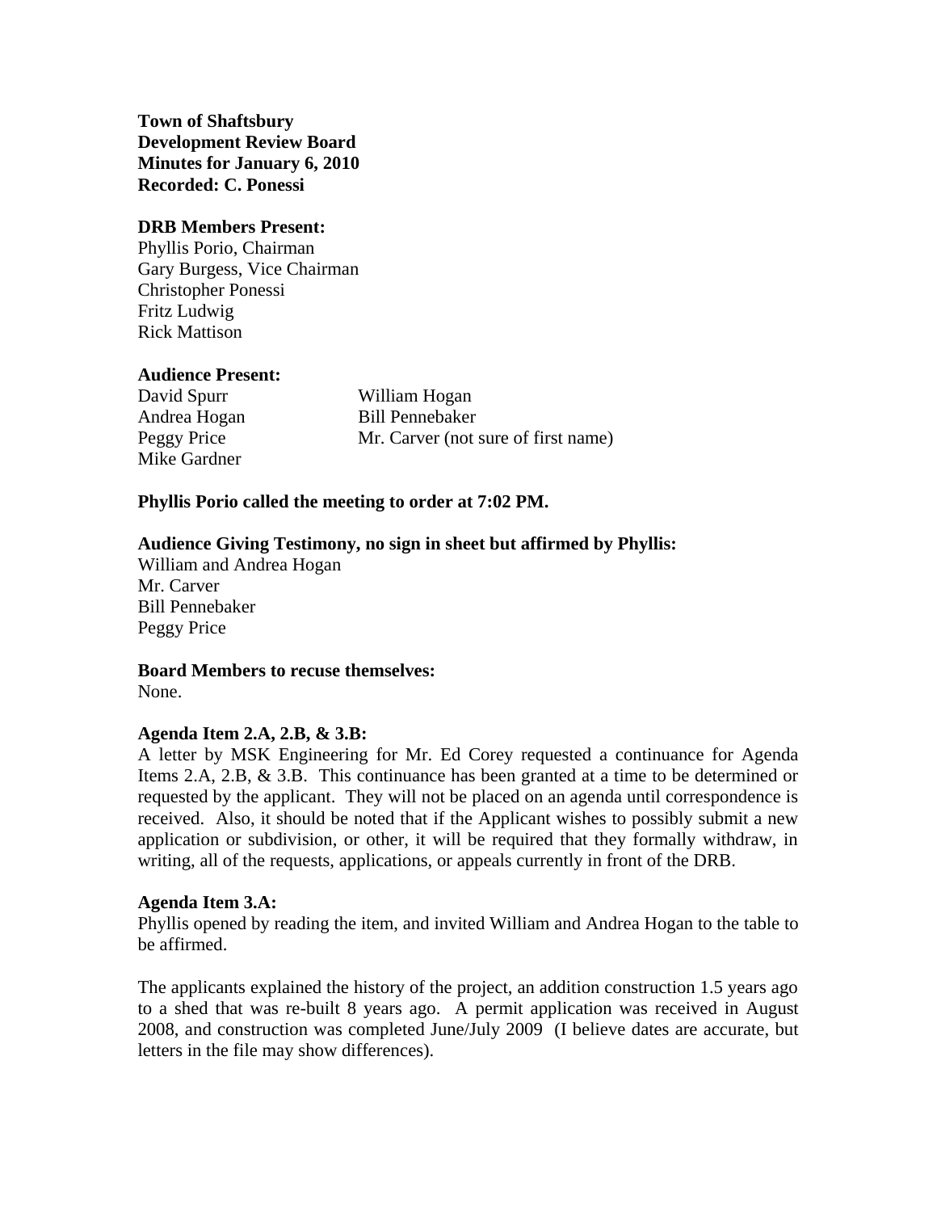**Town of Shaftsbury**
**Development Review Board**
**Minutes for January 6, 2010**
**Recorded: C. Ponessi**

**DRB Members Present:**
Phyllis Porio, Chairman
Gary Burgess, Vice Chairman
Christopher Ponessi
Fritz Ludwig
Rick Mattison

**Audience Present:**

| | |
|---|---|
| David Spurr | William Hogan |
| Andrea Hogan | Bill Pennebaker |
| Peggy Price | Mr. Carver (not sure of first name) |
| Mike Gardner | |

**Phyllis Porio called the meeting to order at 7:02 PM.**

**Audience Giving Testimony, no sign in sheet but affirmed by Phyllis:**
William and Andrea Hogan
Mr. Carver
Bill Pennebaker
Peggy Price

**Board Members to recuse themselves:**
None.

**Agenda Item 2.A, 2.B, & 3.B:**
A letter by MSK Engineering for Mr. Ed Corey requested a continuance for Agenda Items 2.A, 2.B, & 3.B. This continuance has been granted at a time to be determined or requested by the applicant. They will not be placed on an agenda until correspondence is received. Also, it should be noted that if the Applicant wishes to possibly submit a new application or subdivision, or other, it will be required that they formally withdraw, in writing, all of the requests, applications, or appeals currently in front of the DRB.

**Agenda Item 3.A:**
Phyllis opened by reading the item, and invited William and Andrea Hogan to the table to be affirmed.

The applicants explained the history of the project, an addition construction 1.5 years ago to a shed that was re-built 8 years ago. A permit application was received in August 2008, and construction was completed June/July 2009 (I believe dates are accurate, but letters in the file may show differences).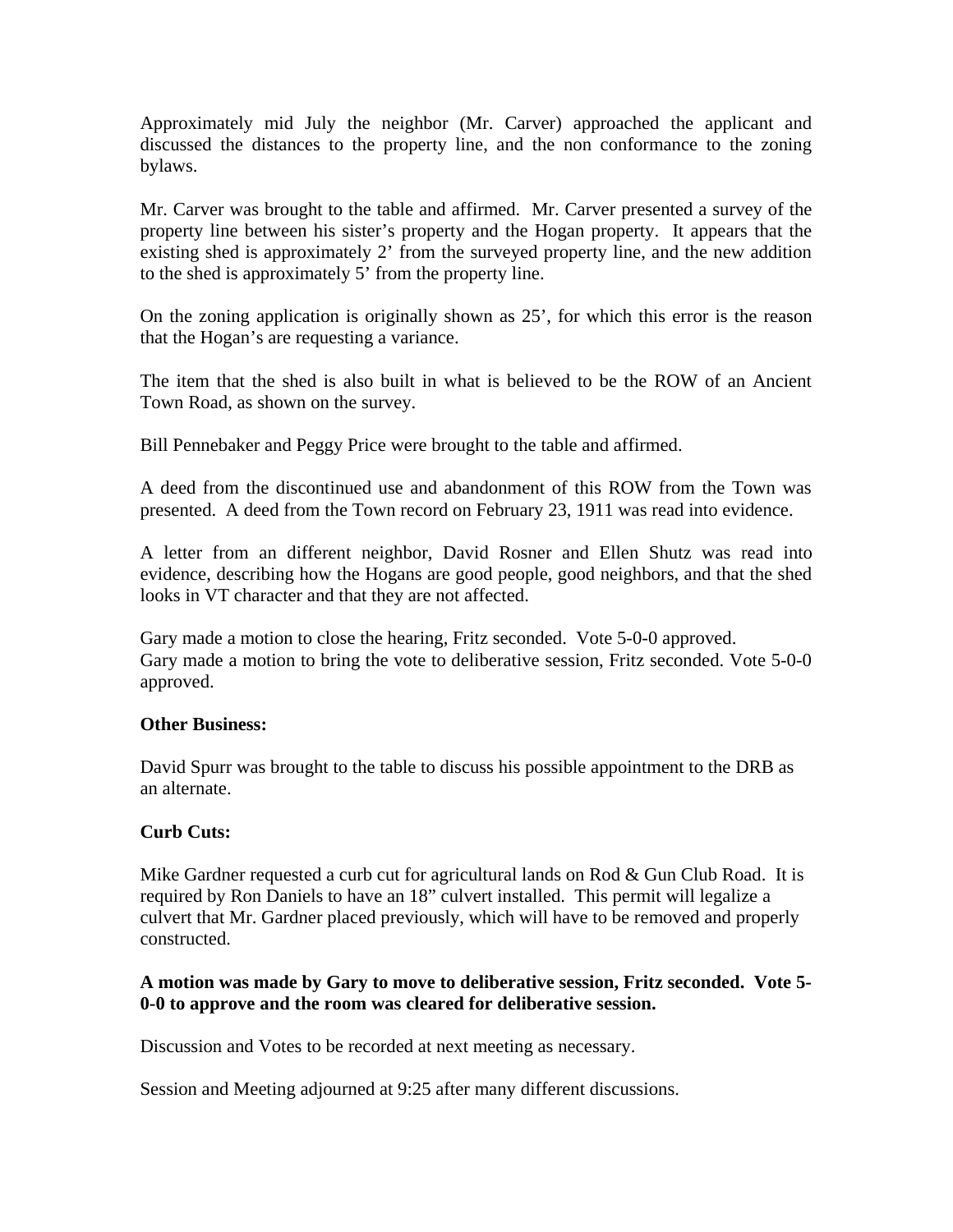Approximately mid July the neighbor (Mr. Carver) approached the applicant and discussed the distances to the property line, and the non conformance to the zoning bylaws.

Mr. Carver was brought to the table and affirmed. Mr. Carver presented a survey of the property line between his sister's property and the Hogan property. It appears that the existing shed is approximately 2' from the surveyed property line, and the new addition to the shed is approximately 5' from the property line.

On the zoning application is originally shown as 25', for which this error is the reason that the Hogan's are requesting a variance.

The item that the shed is also built in what is believed to be the ROW of an Ancient Town Road, as shown on the survey.

Bill Pennebaker and Peggy Price were brought to the table and affirmed.

A deed from the discontinued use and abandonment of this ROW from the Town was presented. A deed from the Town record on February 23, 1911 was read into evidence.

A letter from an different neighbor, David Rosner and Ellen Shutz was read into evidence, describing how the Hogans are good people, good neighbors, and that the shed looks in VT character and that they are not affected.

Gary made a motion to close the hearing, Fritz seconded. Vote 5-0-0 approved.
Gary made a motion to bring the vote to deliberative session, Fritz seconded. Vote 5-0-0 approved.

**Other Business:**

David Spurr was brought to the table to discuss his possible appointment to the DRB as an alternate.

**Curb Cuts:**

Mike Gardner requested a curb cut for agricultural lands on Rod & Gun Club Road. It is required by Ron Daniels to have an 18" culvert installed. This permit will legalize a culvert that Mr. Gardner placed previously, which will have to be removed and properly constructed.

**A motion was made by Gary to move to deliberative session, Fritz seconded. Vote 5-0-0 to approve and the room was cleared for deliberative session.**

Discussion and Votes to be recorded at next meeting as necessary.

Session and Meeting adjourned at 9:25 after many different discussions.